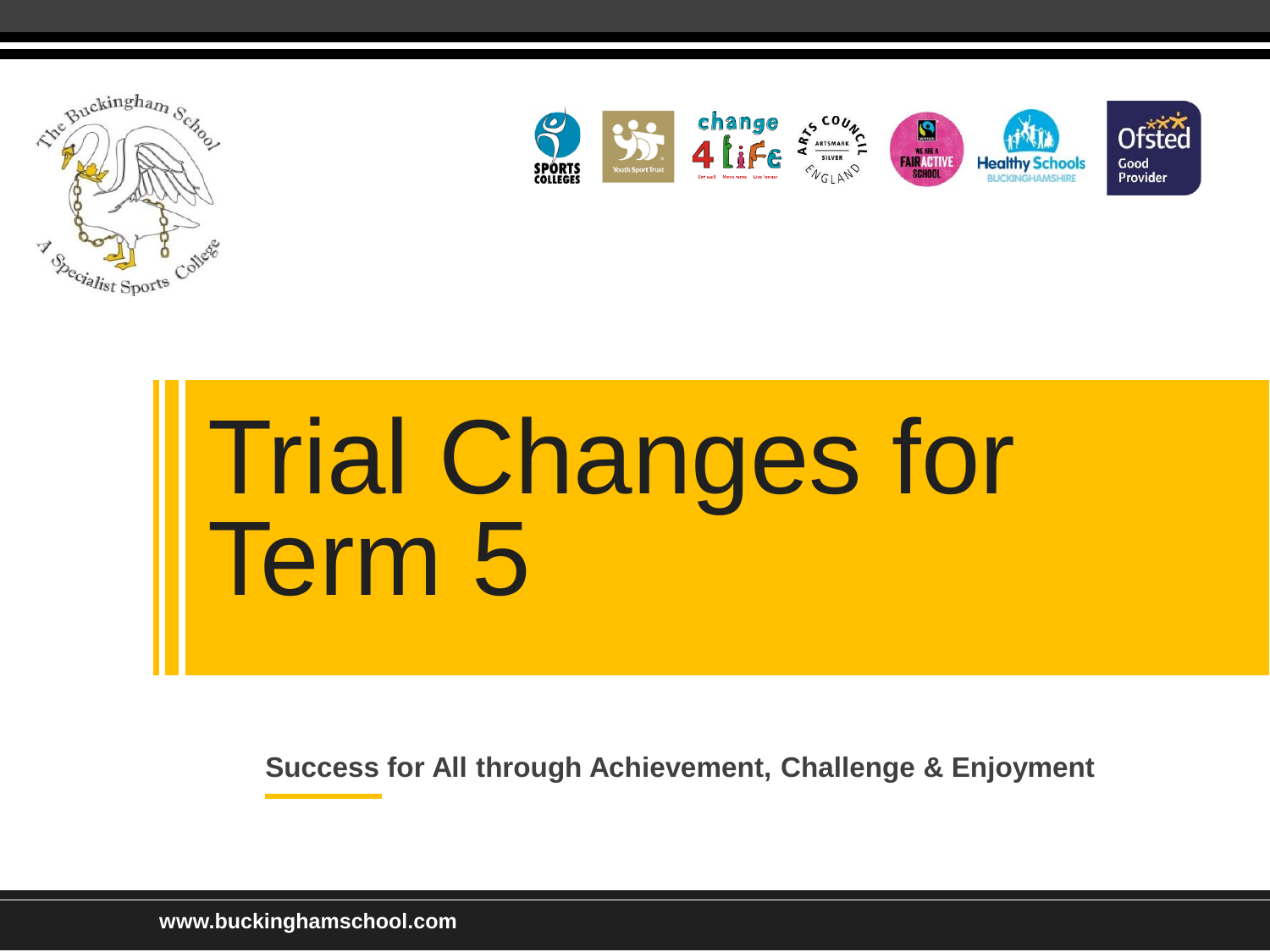# Trial Changes for Term 5

**Success for All through Achievement, Challenge & Enjoyment**

www.buckinghamschool.com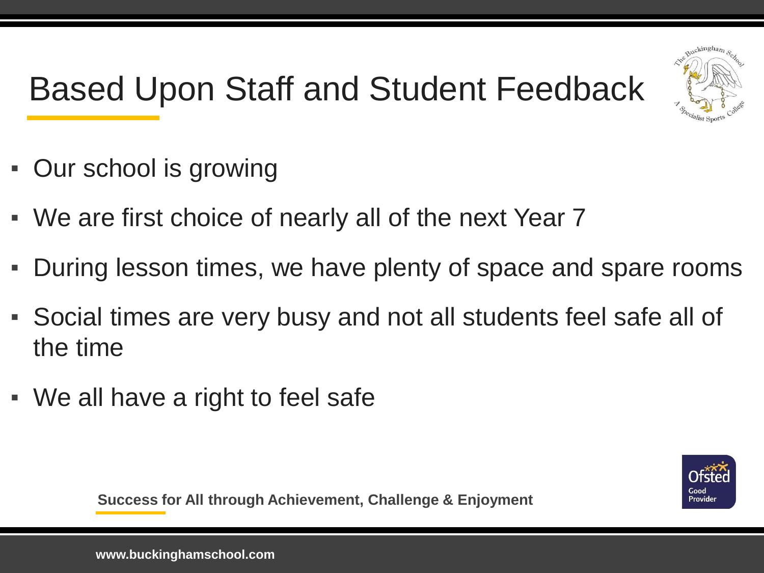# Based Upon Staff and Student Feedback

- Our school is growing
- We are first choice of nearly all of the next Year 7
- During lesson times, we have plenty of space and spare rooms
- Social times are very busy and not all students feel safe all of the time
- We all have a right to feel safe

**Success for All through Achievement, Challenge & Enjoyment**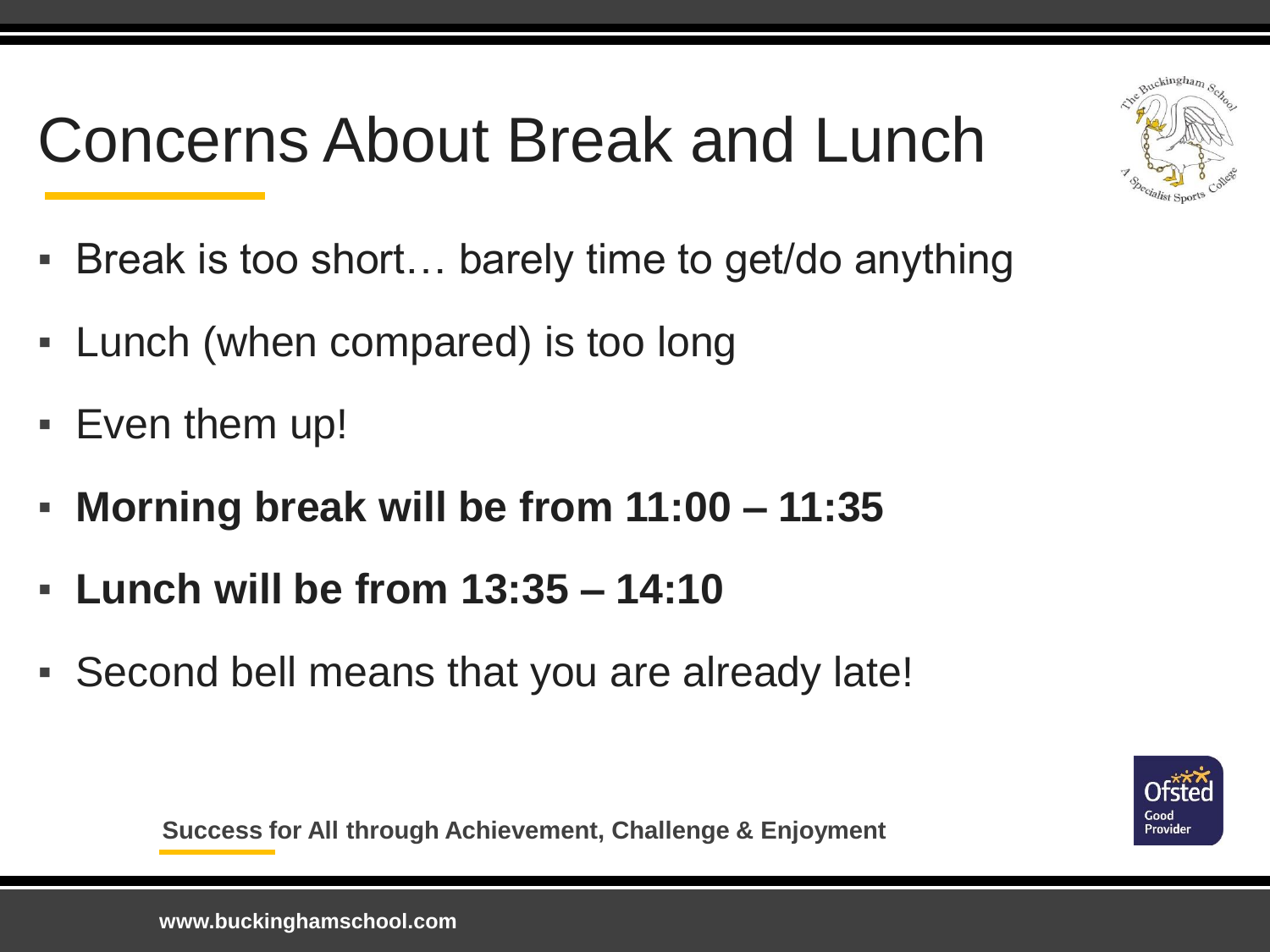# Concerns About Break and Lunch

- Break is too short… barely time to get/do anything
- Lunch (when compared) is too long
- Even them up!
- **Morning break will be from 11:00 – 11:35**
- **Lunch will be from 13:35 – 14:10**
- Second bell means that you are already late!

**Success for All through Achievement, Challenge & Enjoyment**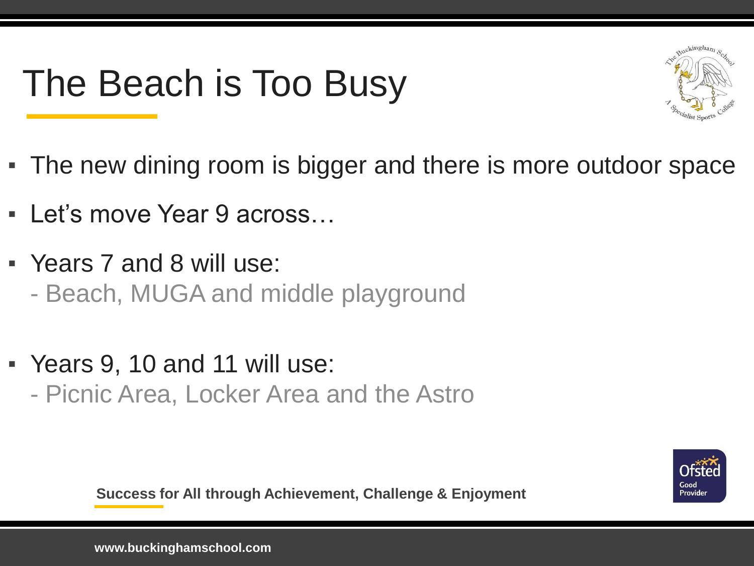# The Beach is Too Busy

- The new dining room is bigger and there is more outdoor space
- Let's move Year 9 across…
- Years 7 and 8 will use:
  - Beach, MUGA and middle playground
- Years 9, 10 and 11 will use:
  - Picnic Area, Locker Area and the Astro

**Success for All through Achievement, Challenge & Enjoyment**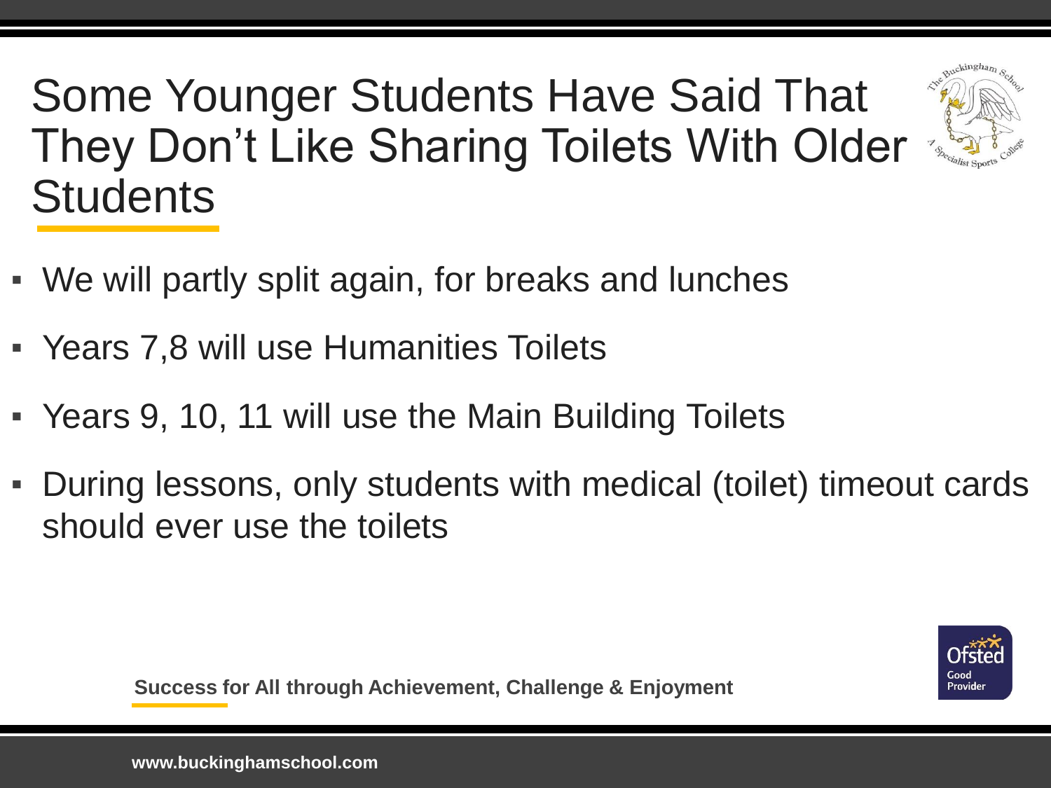# Some Younger Students Have Said That They Don't Like Sharing Toilets With Older Students

- We will partly split again, for breaks and lunches
- Years 7,8 will use Humanities Toilets
- Years 9, 10, 11 will use the Main Building Toilets
- During lessons, only students with medical (toilet) timeout cards should ever use the toilets

**Success for All through Achievement, Challenge & Enjoyment**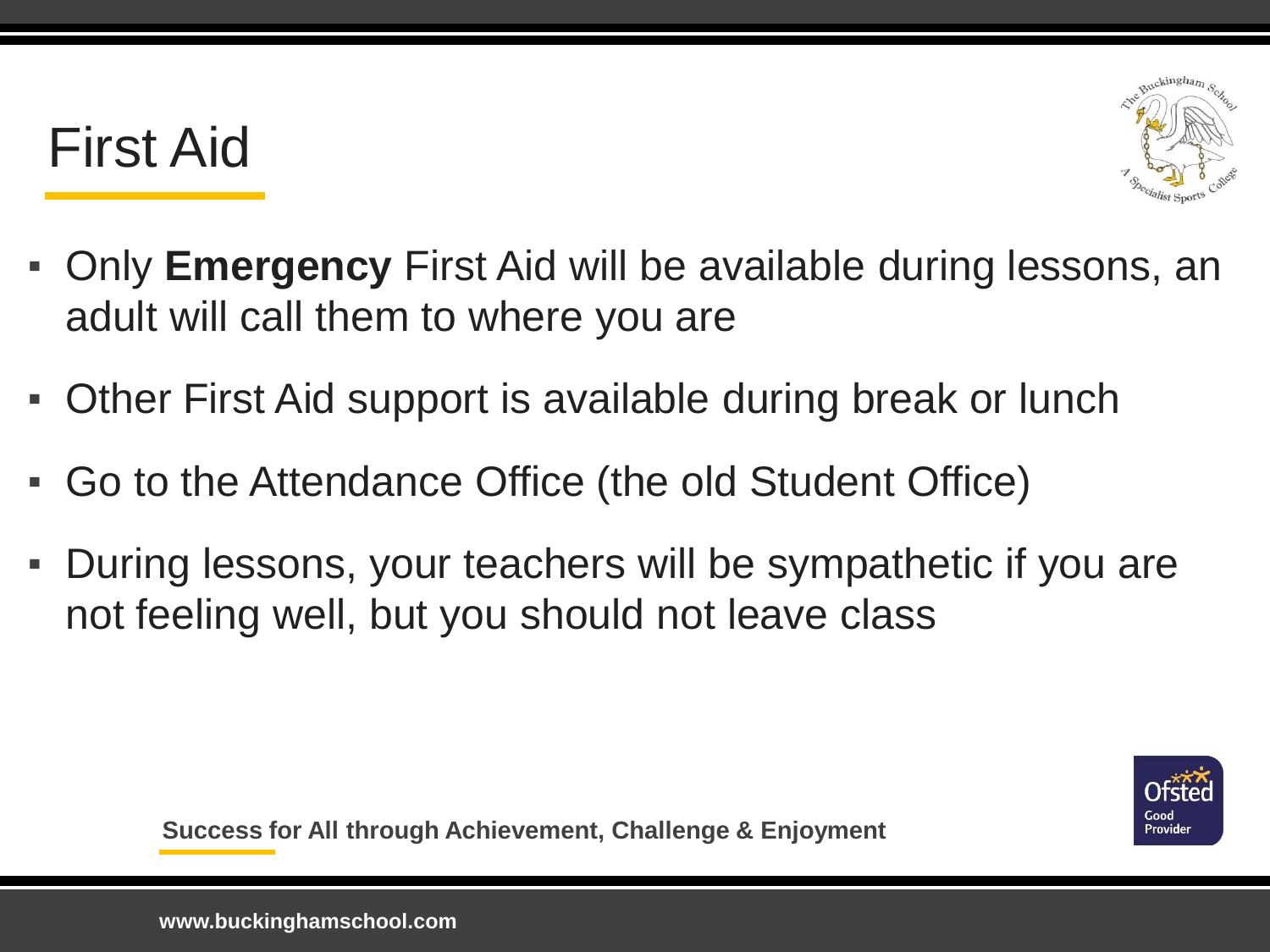# First Aid

- Only **Emergency** First Aid will be available during lessons, an adult will call them to where you are
- Other First Aid support is available during break or lunch
- Go to the Attendance Office (the old Student Office)
- During lessons, your teachers will be sympathetic if you are not feeling well, but you should not leave class

**Success for All through Achievement, Challenge & Enjoyment**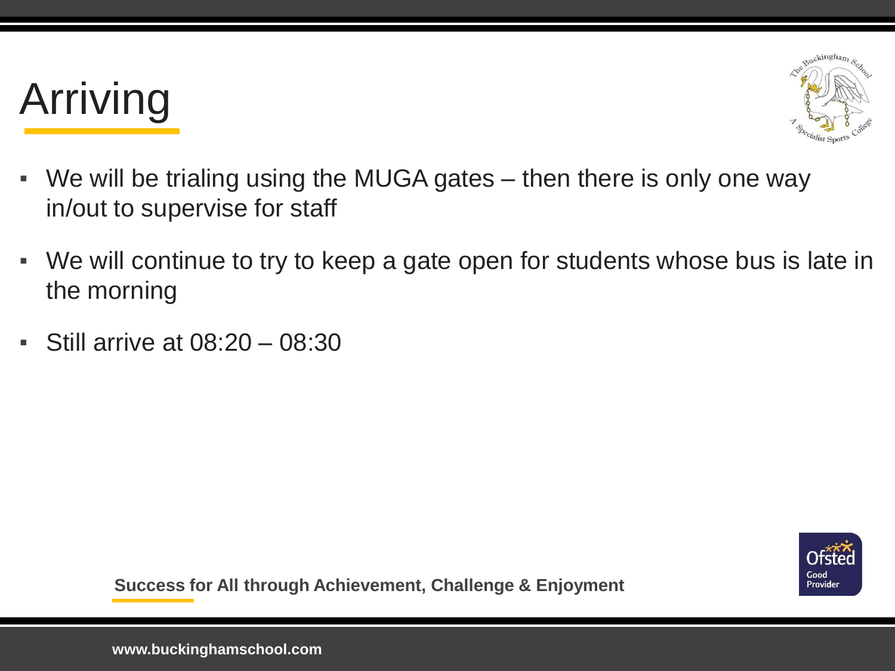# Arriving

- We will be trialing using the MUGA gates – then there is only one way in/out to supervise for staff
- We will continue to try to keep a gate open for students whose bus is late in the morning
- Still arrive at 08:20 – 08:30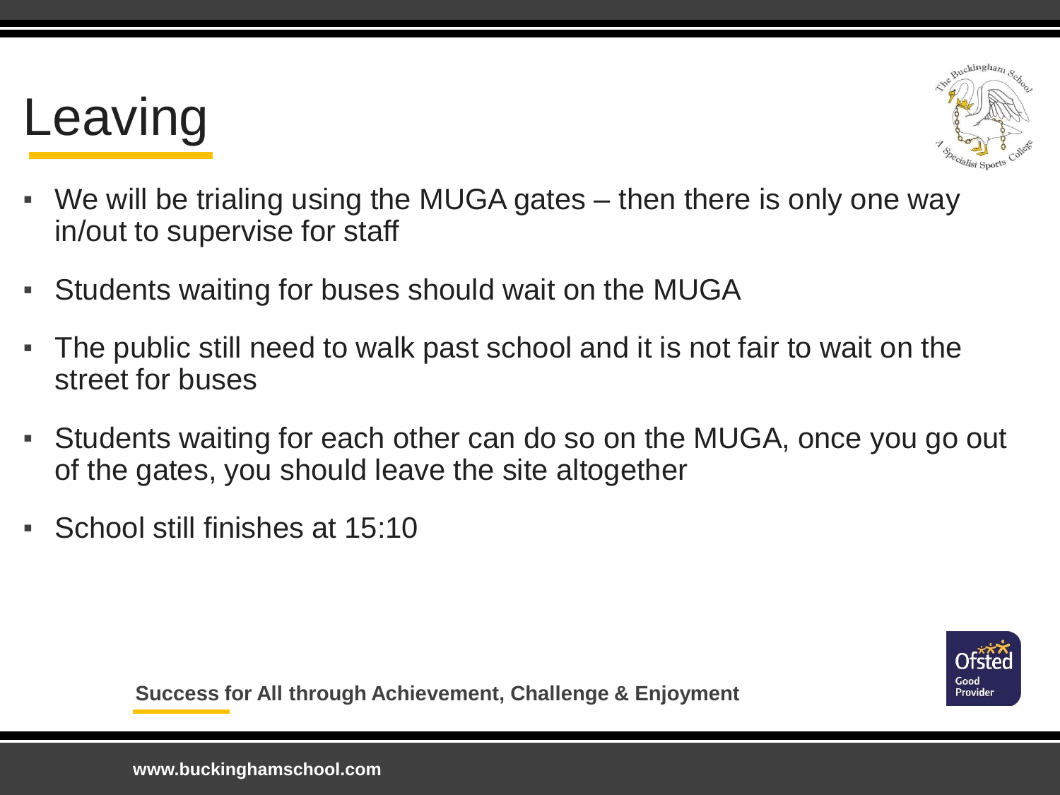# Leaving

- We will be trialing using the MUGA gates – then there is only one way in/out to supervise for staff
- Students waiting for buses should wait on the MUGA
- The public still need to walk past school and it is not fair to wait on the street for buses
- Students waiting for each other can do so on the MUGA, once you go out of the gates, you should leave the site altogether
- School still finishes at 15:10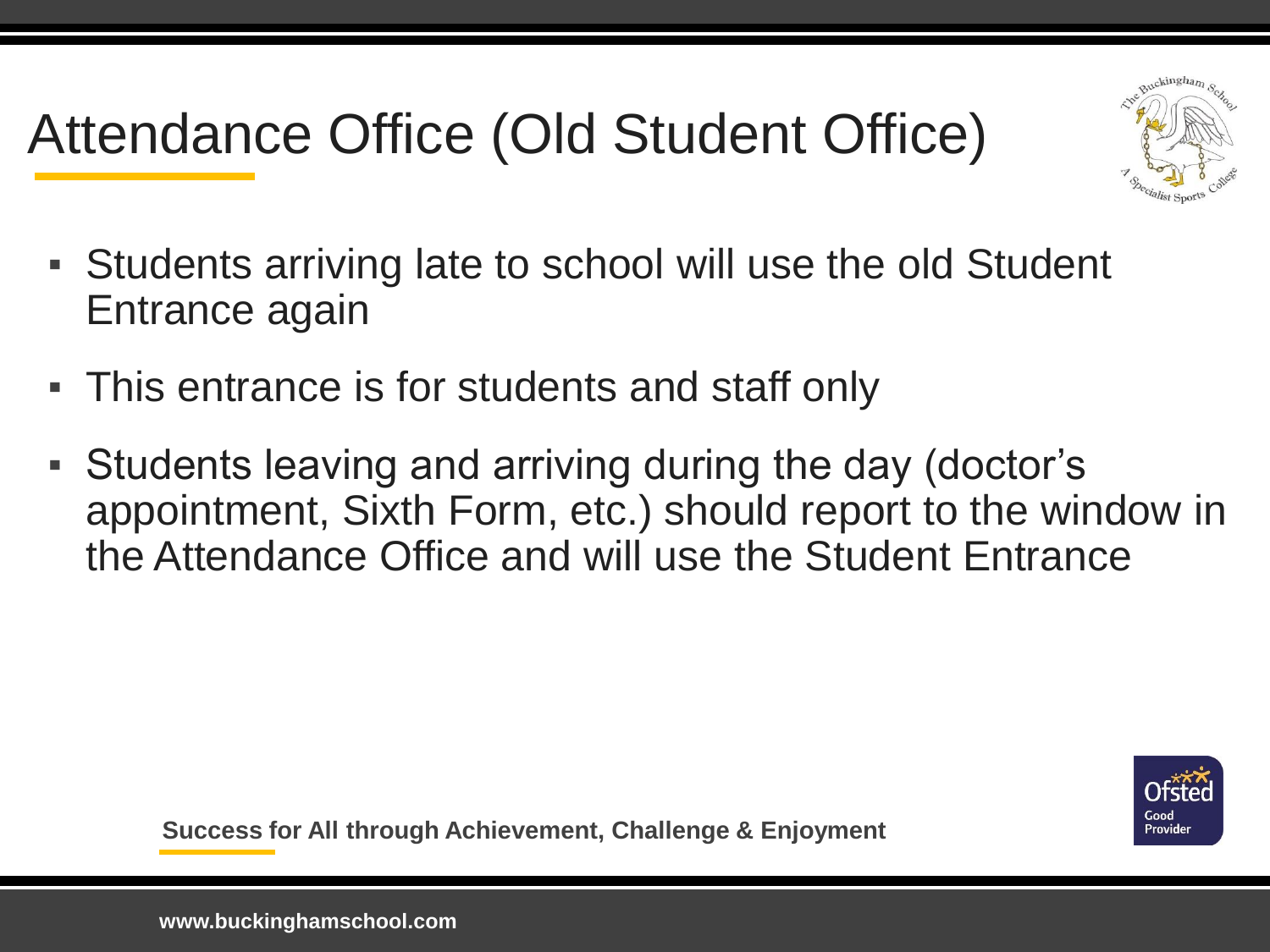# Attendance Office (Old Student Office)

- Students arriving late to school will use the old Student Entrance again
- This entrance is for students and staff only
- Students leaving and arriving during the day (doctor's appointment, Sixth Form, etc.) should report to the window in the Attendance Office and will use the Student Entrance

**Success for All through Achievement, Challenge & Enjoyment**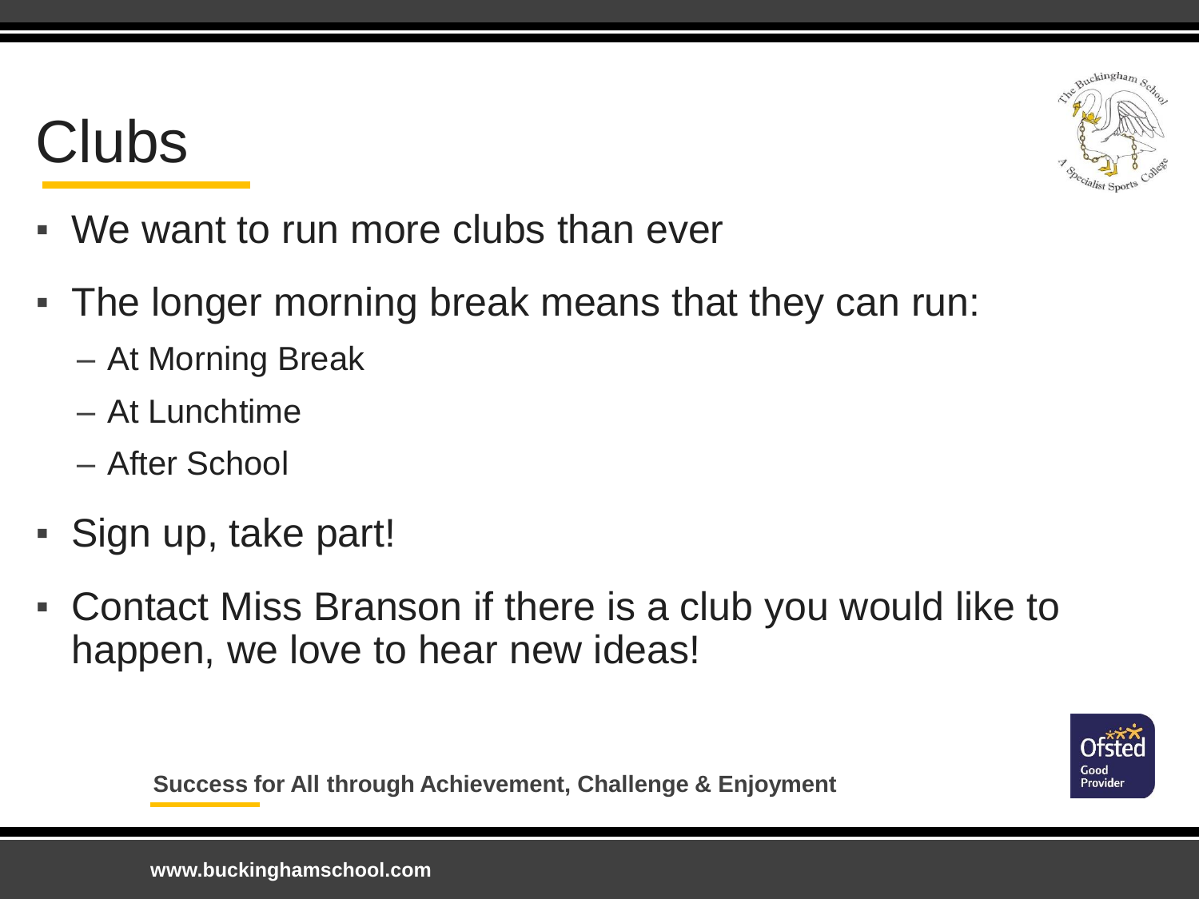# Clubs

- We want to run more clubs than ever
- The longer morning break means that they can run:
  - At Morning Break
  - At Lunchtime
  - After School
- Sign up, take part!
- Contact Miss Branson if there is a club you would like to happen, we love to hear new ideas!

**Success for All through Achievement, Challenge & Enjoyment**

**www.buckinghamschool.com**